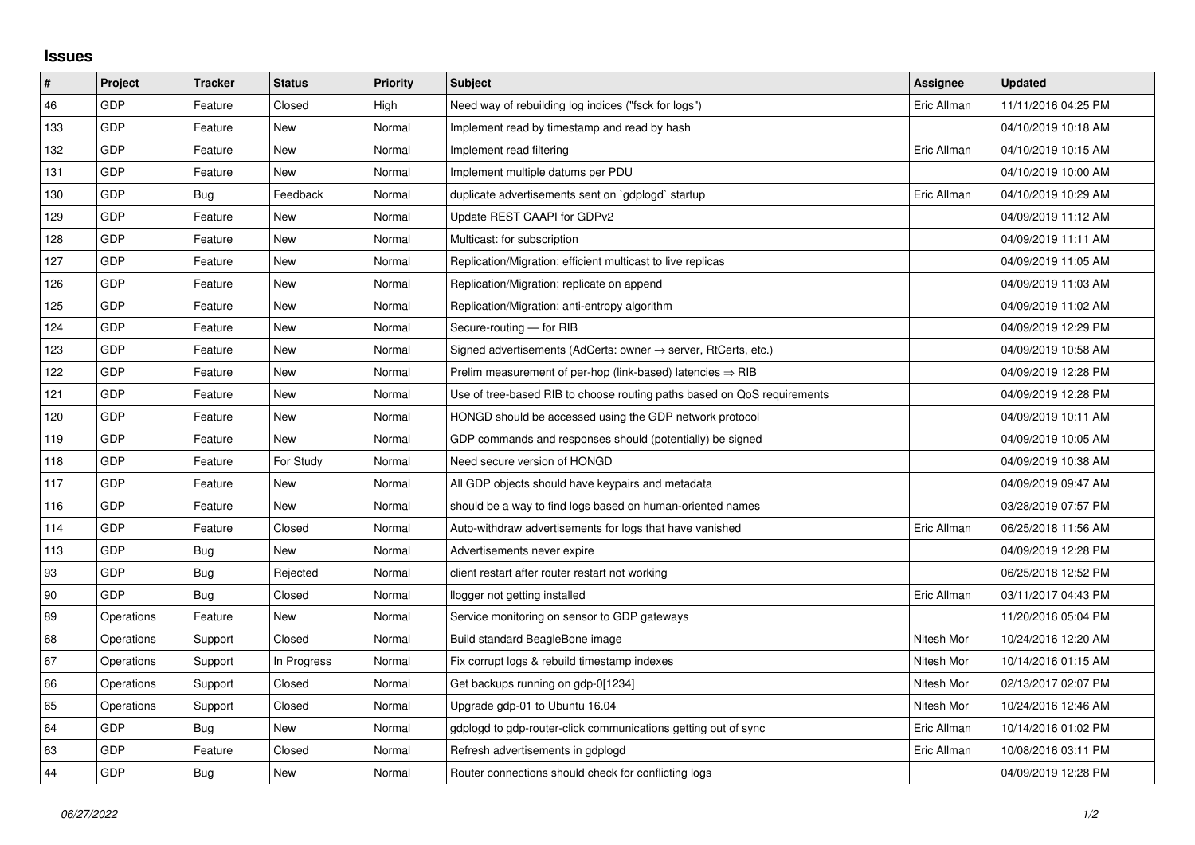## Issues

| # | Project | Tracker | Status | Priority | Subject | Assignee | Updated |
|---|---|---|---|---|---|---|---|
| 46 | GDP | Feature | Closed | High | Need way of rebuilding log indices ("fsck for logs") | Eric Allman | 11/11/2016 04:25 PM |
| 133 | GDP | Feature | New | Normal | Implement read by timestamp and read by hash | | 04/10/2019 10:18 AM |
| 132 | GDP | Feature | New | Normal | Implement read filtering | Eric Allman | 04/10/2019 10:15 AM |
| 131 | GDP | Feature | New | Normal | Implement multiple datums per PDU | | 04/10/2019 10:00 AM |
| 130 | GDP | Bug | Feedback | Normal | duplicate advertisements sent on `gdplogd` startup | Eric Allman | 04/10/2019 10:29 AM |
| 129 | GDP | Feature | New | Normal | Update REST CAAPI for GDPv2 | | 04/09/2019 11:12 AM |
| 128 | GDP | Feature | New | Normal | Multicast: for subscription | | 04/09/2019 11:11 AM |
| 127 | GDP | Feature | New | Normal | Replication/Migration: efficient multicast to live replicas | | 04/09/2019 11:05 AM |
| 126 | GDP | Feature | New | Normal | Replication/Migration: replicate on append | | 04/09/2019 11:03 AM |
| 125 | GDP | Feature | New | Normal | Replication/Migration: anti-entropy algorithm | | 04/09/2019 11:02 AM |
| 124 | GDP | Feature | New | Normal | Secure-routing — for RIB | | 04/09/2019 12:29 PM |
| 123 | GDP | Feature | New | Normal | Signed advertisements (AdCerts: owner → server, RtCerts, etc.) | | 04/09/2019 10:58 AM |
| 122 | GDP | Feature | New | Normal | Prelim measurement of per-hop (link-based) latencies ⇒ RIB | | 04/09/2019 12:28 PM |
| 121 | GDP | Feature | New | Normal | Use of tree-based RIB to choose routing paths based on QoS requirements | | 04/09/2019 12:28 PM |
| 120 | GDP | Feature | New | Normal | HONGD should be accessed using the GDP network protocol | | 04/09/2019 10:11 AM |
| 119 | GDP | Feature | New | Normal | GDP commands and responses should (potentially) be signed | | 04/09/2019 10:05 AM |
| 118 | GDP | Feature | For Study | Normal | Need secure version of HONGD | | 04/09/2019 10:38 AM |
| 117 | GDP | Feature | New | Normal | All GDP objects should have keypairs and metadata | | 04/09/2019 09:47 AM |
| 116 | GDP | Feature | New | Normal | should be a way to find logs based on human-oriented names | | 03/28/2019 07:57 PM |
| 114 | GDP | Feature | Closed | Normal | Auto-withdraw advertisements for logs that have vanished | Eric Allman | 06/25/2018 11:56 AM |
| 113 | GDP | Bug | New | Normal | Advertisements never expire | | 04/09/2019 12:28 PM |
| 93 | GDP | Bug | Rejected | Normal | client restart after router restart not working | | 06/25/2018 12:52 PM |
| 90 | GDP | Bug | Closed | Normal | llogger not getting installed | Eric Allman | 03/11/2017 04:43 PM |
| 89 | Operations | Feature | New | Normal | Service monitoring on sensor to GDP gateways | | 11/20/2016 05:04 PM |
| 68 | Operations | Support | Closed | Normal | Build standard BeagleBone image | Nitesh Mor | 10/24/2016 12:20 AM |
| 67 | Operations | Support | In Progress | Normal | Fix corrupt logs & rebuild timestamp indexes | Nitesh Mor | 10/14/2016 01:15 AM |
| 66 | Operations | Support | Closed | Normal | Get backups running on gdp-0[1234] | Nitesh Mor | 02/13/2017 02:07 PM |
| 65 | Operations | Support | Closed | Normal | Upgrade gdp-01 to Ubuntu 16.04 | Nitesh Mor | 10/24/2016 12:46 AM |
| 64 | GDP | Bug | New | Normal | gdplogd to gdp-router-click communications getting out of sync | Eric Allman | 10/14/2016 01:02 PM |
| 63 | GDP | Feature | Closed | Normal | Refresh advertisements in gdplogd | Eric Allman | 10/08/2016 03:11 PM |
| 44 | GDP | Bug | New | Normal | Router connections should check for conflicting logs | | 04/09/2019 12:28 PM |

*06/27/2022*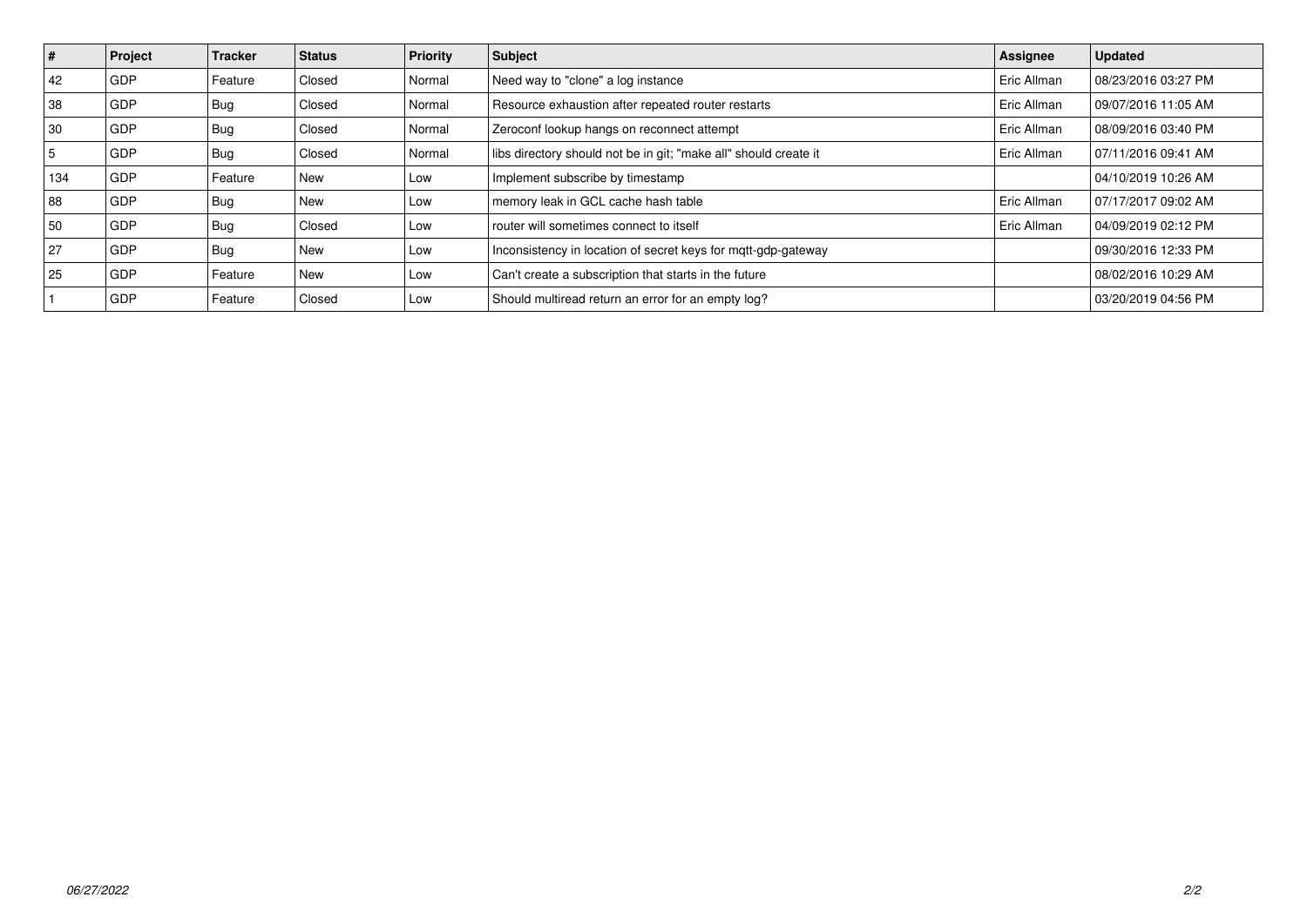| # | Project | Tracker | Status | Priority | Subject | Assignee | Updated |
|---|---|---|---|---|---|---|---|
| 42 | GDP | Feature | Closed | Normal | Need way to "clone" a log instance | Eric Allman | 08/23/2016 03:27 PM |
| 38 | GDP | Bug | Closed | Normal | Resource exhaustion after repeated router restarts | Eric Allman | 09/07/2016 11:05 AM |
| 30 | GDP | Bug | Closed | Normal | Zeroconf lookup hangs on reconnect attempt | Eric Allman | 08/09/2016 03:40 PM |
| 5 | GDP | Bug | Closed | Normal | libs directory should not be in git; "make all" should create it | Eric Allman | 07/11/2016 09:41 AM |
| 134 | GDP | Feature | New | Low | Implement subscribe by timestamp | | 04/10/2019 10:26 AM |
| 88 | GDP | Bug | New | Low | memory leak in GCL cache hash table | Eric Allman | 07/17/2017 09:02 AM |
| 50 | GDP | Bug | Closed | Low | router will sometimes connect to itself | Eric Allman | 04/09/2019 02:12 PM |
| 27 | GDP | Bug | New | Low | Inconsistency in location of secret keys for mqtt-gdp-gateway | | 09/30/2016 12:33 PM |
| 25 | GDP | Feature | New | Low | Can't create a subscription that starts in the future | | 08/02/2016 10:29 AM |
| 1 | GDP | Feature | Closed | Low | Should multiread return an error for an empty log? | | 03/20/2019 04:56 PM |